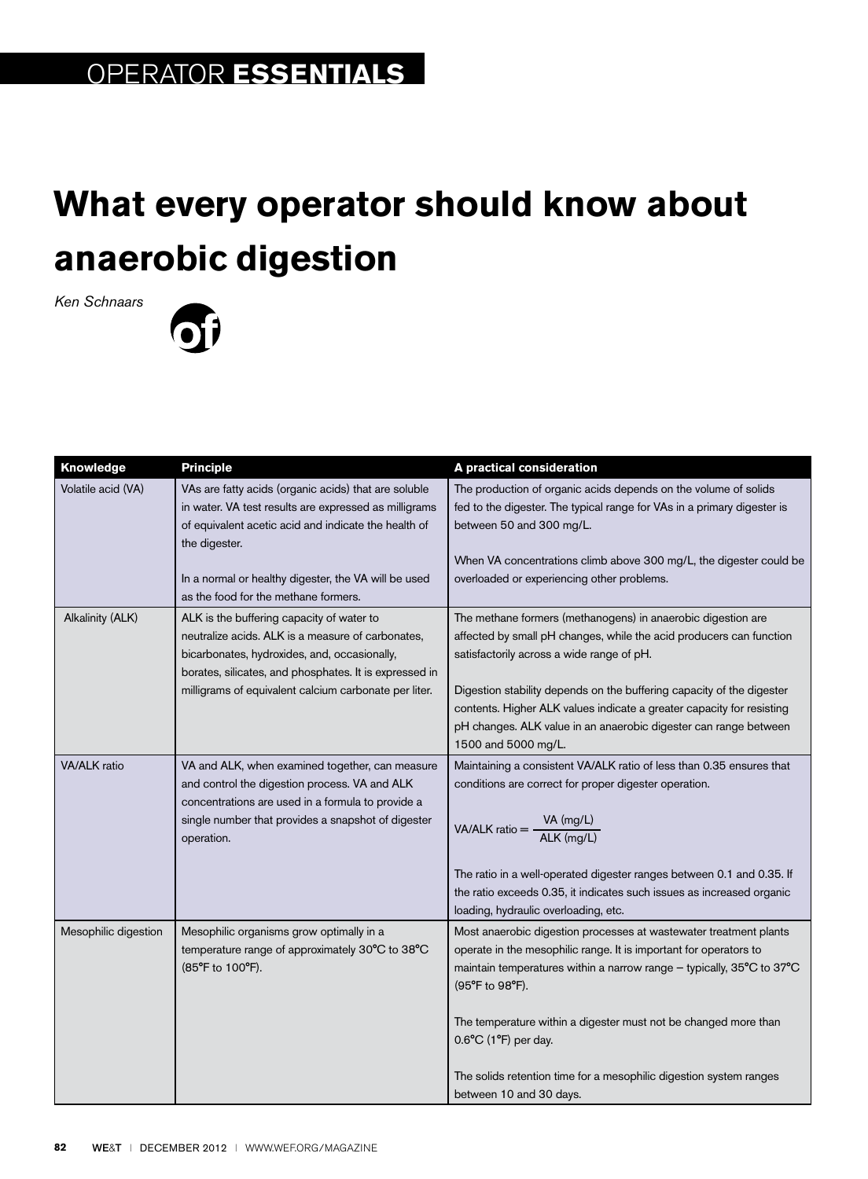OPERATOR **ESSENTIALS**

# What every operator should know about anaerobic digestion

*Ken Schnaars*

| Knowledge | Principle | A practical consideration |
|---|---|---|
| Volatile acid (VA) | VAs are fatty acids (organic acids) that are soluble in water. VA test results are expressed as milligrams of equivalent acetic acid and indicate the health of the digester.<br><br>In a normal or healthy digester, the VA will be used as the food for the methane formers. | The production of organic acids depends on the volume of solids fed to the digester. The typical range for VAs in a primary digester is between 50 and 300 mg/L.<br><br>When VA concentrations climb above 300 mg/L, the digester could be overloaded or experiencing other problems. |
| Alkalinity (ALK) | ALK is the buffering capacity of water to neutralize acids. ALK is a measure of carbonates, bicarbonates, hydroxides, and, occasionally, borates, silicates, and phosphates. It is expressed in milligrams of equivalent calcium carbonate per liter. | The methane formers (methanogens) in anaerobic digestion are affected by small pH changes, while the acid producers can function satisfactorily across a wide range of pH.<br><br>Digestion stability depends on the buffering capacity of the digester contents. Higher ALK values indicate a greater capacity for resisting pH changes. ALK value in an anaerobic digester can range between 1500 and 5000 mg/L. |
| VA/ALK ratio | VA and ALK, when examined together, can measure and control the digestion process. VA and ALK concentrations are used in a formula to provide a single number that provides a snapshot of digester operation. | Maintaining a consistent VA/ALK ratio of less than 0.35 ensures that conditions are correct for proper digester operation.<br><br>$\text{VA/ALK ratio} = \dfrac{\text{VA (mg/L)}}{\text{ALK (mg/L)}}$<br><br>The ratio in a well-operated digester ranges between 0.1 and 0.35. If the ratio exceeds 0.35, it indicates such issues as increased organic loading, hydraulic overloading, etc. |
| Mesophilic digestion | Mesophilic organisms grow optimally in a temperature range of approximately 30°C to 38°C (85°F to 100°F). | Most anaerobic digestion processes at wastewater treatment plants operate in the mesophilic range. It is important for operators to maintain temperatures within a narrow range – typically, 35°C to 37°C (95°F to 98°F).<br><br>The temperature within a digester must not be changed more than 0.6°C (1°F) per day.<br><br>The solids retention time for a mesophilic digestion system ranges between 10 and 30 days. |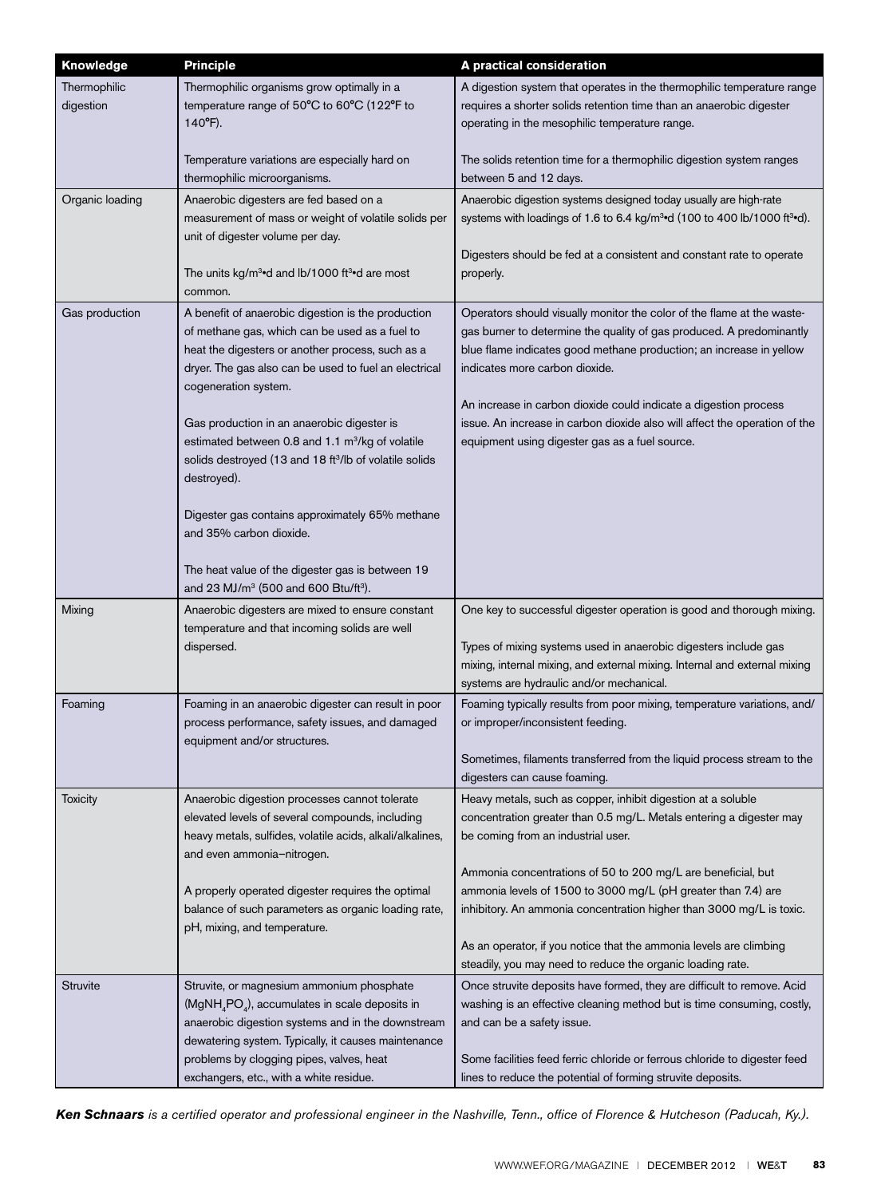| Knowledge | Principle | A practical consideration |
|---|---|---|
| Thermophilic digestion | Thermophilic organisms grow optimally in a temperature range of 50°C to 60°C (122°F to 140°F).<br><br>Temperature variations are especially hard on thermophilic microorganisms. | A digestion system that operates in the thermophilic temperature range requires a shorter solids retention time than an anaerobic digester operating in the mesophilic temperature range.<br><br>The solids retention time for a thermophilic digestion system ranges between 5 and 12 days. |
| Organic loading | Anaerobic digesters are fed based on a measurement of mass or weight of volatile solids per unit of digester volume per day.<br><br>The units $kg/m^3$•d and lb/1000 $ft^3$•d are most common. | Anaerobic digestion systems designed today usually are high-rate systems with loadings of 1.6 to 6.4 $kg/m^3$•d (100 to 400 lb/1000 $ft^3$•d).<br><br>Digesters should be fed at a consistent and constant rate to operate properly. |
| Gas production | A benefit of anaerobic digestion is the production of methane gas, which can be used as a fuel to heat the digesters or another process, such as a dryer. The gas also can be used to fuel an electrical cogeneration system.<br><br>Gas production in an anaerobic digester is estimated between 0.8 and 1.1 $m^3$/kg of volatile solids destroyed (13 and 18 $ft^3$/lb of volatile solids destroyed).<br><br>Digester gas contains approximately 65% methane and 35% carbon dioxide.<br><br>The heat value of the digester gas is between 19 and 23 $MJ/m^3$ (500 and 600 $Btu/ft^3$). | Operators should visually monitor the color of the flame at the waste-gas burner to determine the quality of gas produced. A predominantly blue flame indicates good methane production; an increase in yellow indicates more carbon dioxide.<br><br>An increase in carbon dioxide could indicate a digestion process issue. An increase in carbon dioxide also will affect the operation of the equipment using digester gas as a fuel source. |
| Mixing | Anaerobic digesters are mixed to ensure constant temperature and that incoming solids are well dispersed. | One key to successful digester operation is good and thorough mixing.<br><br>Types of mixing systems used in anaerobic digesters include gas mixing, internal mixing, and external mixing. Internal and external mixing systems are hydraulic and/or mechanical. |
| Foaming | Foaming in an anaerobic digester can result in poor process performance, safety issues, and damaged equipment and/or structures. | Foaming typically results from poor mixing, temperature variations, and/or improper/inconsistent feeding.<br><br>Sometimes, filaments transferred from the liquid process stream to the digesters can cause foaming. |
| Toxicity | Anaerobic digestion processes cannot tolerate elevated levels of several compounds, including heavy metals, sulfides, volatile acids, alkali/alkalines, and even ammonia–nitrogen.<br><br>A properly operated digester requires the optimal balance of such parameters as organic loading rate, pH, mixing, and temperature. | Heavy metals, such as copper, inhibit digestion at a soluble concentration greater than 0.5 mg/L. Metals entering a digester may be coming from an industrial user.<br><br>Ammonia concentrations of 50 to 200 mg/L are beneficial, but ammonia levels of 1500 to 3000 mg/L (pH greater than 7.4) are inhibitory. An ammonia concentration higher than 3000 mg/L is toxic.<br><br>As an operator, if you notice that the ammonia levels are climbing steadily, you may need to reduce the organic loading rate. |
| Struvite | Struvite, or magnesium ammonium phosphate ($MgNH_4PO_4$), accumulates in scale deposits in anaerobic digestion systems and in the downstream dewatering system. Typically, it causes maintenance problems by clogging pipes, valves, heat exchangers, etc., with a white residue. | Once struvite deposits have formed, they are difficult to remove. Acid washing is an effective cleaning method but is time consuming, costly, and can be a safety issue.<br><br>Some facilities feed ferric chloride or ferrous chloride to digester feed lines to reduce the potential of forming struvite deposits. |

***Ken Schnaars** is a certified operator and professional engineer in the Nashville, Tenn., office of Florence & Hutcheson (Paducah, Ky.).*